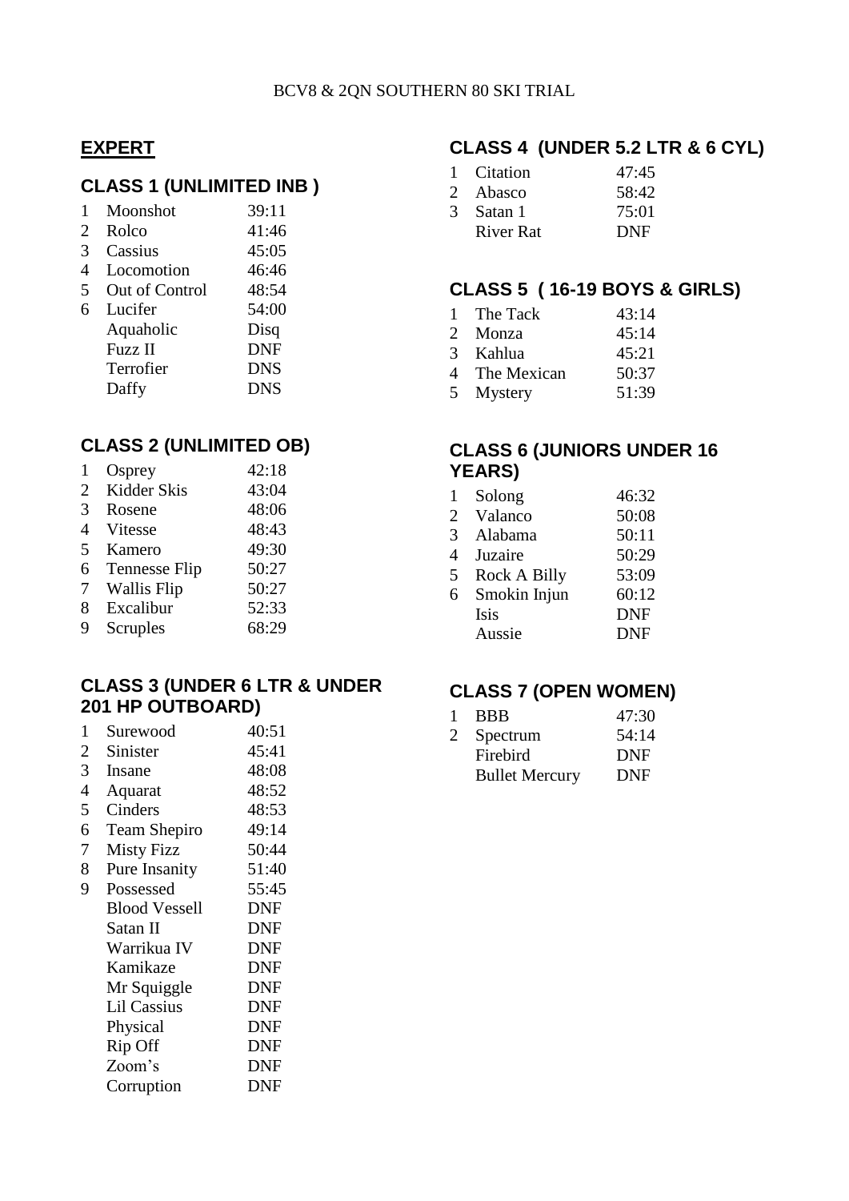BCV8 & 2QN SOUTHERN 80 SKI TRIAL

# EXPERT

## CLASS 1 (UNLIMITED INB )

| | | |
|---|---|---|
| 1 | Moonshot | 39:11 |
| 2 | Rolco | 41:46 |
| 3 | Cassius | 45:05 |
| 4 | Locomotion | 46:46 |
| 5 | Out of Control | 48:54 |
| 6 | Lucifer | 54:00 |
| | Aquaholic | Disq |
| | Fuzz II | DNF |
| | Terrofier | DNS |
| | Daffy | DNS |

## CLASS 2 (UNLIMITED OB)

| | | |
|---|---|---|
| 1 | Osprey | 42:18 |
| 2 | Kidder Skis | 43:04 |
| 3 | Rosene | 48:06 |
| 4 | Vitesse | 48:43 |
| 5 | Kamero | 49:30 |
| 6 | Tennesse Flip | 50:27 |
| 7 | Wallis Flip | 50:27 |
| 8 | Excalibur | 52:33 |
| 9 | Scruples | 68:29 |

## CLASS 3 (UNDER 6 LTR & UNDER 201 HP OUTBOARD)

| | | |
|---|---|---|
| 1 | Surewood | 40:51 |
| 2 | Sinister | 45:41 |
| 3 | Insane | 48:08 |
| 4 | Aquarat | 48:52 |
| 5 | Cinders | 48:53 |
| 6 | Team Shepiro | 49:14 |
| 7 | Misty Fizz | 50:44 |
| 8 | Pure Insanity | 51:40 |
| 9 | Possessed | 55:45 |
| | Blood Vessell | DNF |
| | Satan II | DNF |
| | Warrikua IV | DNF |
| | Kamikaze | DNF |
| | Mr Squiggle | DNF |
| | Lil Cassius | DNF |
| | Physical | DNF |
| | Rip Off | DNF |
| | Zoom's | DNF |
| | Corruption | DNF |

## CLASS 4 (UNDER 5.2 LTR & 6 CYL)

| | | |
|---|---|---|
| 1 | Citation | 47:45 |
| 2 | Abasco | 58:42 |
| 3 | Satan 1 | 75:01 |
| | River Rat | DNF |

## CLASS 5 ( 16-19 BOYS & GIRLS)

| | | |
|---|---|---|
| 1 | The Tack | 43:14 |
| 2 | Monza | 45:14 |
| 3 | Kahlua | 45:21 |
| 4 | The Mexican | 50:37 |
| 5 | Mystery | 51:39 |

## CLASS 6 (JUNIORS UNDER 16 YEARS)

| | | |
|---|---|---|
| 1 | Solong | 46:32 |
| 2 | Valanco | 50:08 |
| 3 | Alabama | 50:11 |
| 4 | Juzaire | 50:29 |
| 5 | Rock A Billy | 53:09 |
| 6 | Smokin Injun | 60:12 |
| | Isis | DNF |
| | Aussie | DNF |

## CLASS 7 (OPEN WOMEN)

| | | |
|---|---|---|
| 1 | BBB | 47:30 |
| 2 | Spectrum | 54:14 |
| | Firebird | DNF |
| | Bullet Mercury | DNF |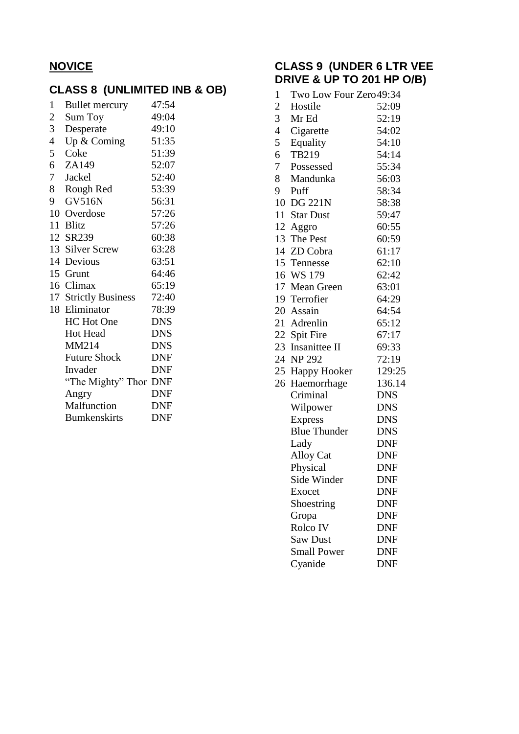## NOVICE

### CLASS 8 (UNLIMITED INB & OB)

| | | |
|---|---|---|
| 1 | Bullet mercury | 47:54 |
| 2 | Sum Toy | 49:04 |
| 3 | Desperate | 49:10 |
| 4 | Up & Coming | 51:35 |
| 5 | Coke | 51:39 |
| 6 | ZA149 | 52:07 |
| 7 | Jackel | 52:40 |
| 8 | Rough Red | 53:39 |
| 9 | GV516N | 56:31 |
| 10 | Overdose | 57:26 |
| 11 | Blitz | 57:26 |
| 12 | SR239 | 60:38 |
| 13 | Silver Screw | 63:28 |
| 14 | Devious | 63:51 |
| 15 | Grunt | 64:46 |
| 16 | Climax | 65:19 |
| 17 | Strictly Business | 72:40 |
| 18 | Eliminator | 78:39 |
| | HC Hot One | DNS |
| | Hot Head | DNS |
| | MM214 | DNS |
| | Future Shock | DNF |
| | Invader | DNF |
| | "The Mighty" Thor | DNF |
| | Angry | DNF |
| | Malfunction | DNF |
| | Bumkenskirts | DNF |

### CLASS 9 (UNDER 6 LTR VEE DRIVE & UP TO 201 HP O/B)

| | | |
|---|---|---|
| 1 | Two Low Four Zero | 49:34 |
| 2 | Hostile | 52:09 |
| 3 | Mr Ed | 52:19 |
| 4 | Cigarette | 54:02 |
| 5 | Equality | 54:10 |
| 6 | TB219 | 54:14 |
| 7 | Possessed | 55:34 |
| 8 | Mandunka | 56:03 |
| 9 | Puff | 58:34 |
| 10 | DG 221N | 58:38 |
| 11 | Star Dust | 59:47 |
| 12 | Aggro | 60:55 |
| 13 | The Pest | 60:59 |
| 14 | ZD Cobra | 61:17 |
| 15 | Tennesse | 62:10 |
| 16 | WS 179 | 62:42 |
| 17 | Mean Green | 63:01 |
| 19 | Terrofier | 64:29 |
| 20 | Assain | 64:54 |
| 21 | Adrenlin | 65:12 |
| 22 | Spit Fire | 67:17 |
| 23 | Insanittee II | 69:33 |
| 24 | NP 292 | 72:19 |
| 25 | Happy Hooker | 129:25 |
| 26 | Haemorrhage | 136.14 |
| | Criminal | DNS |
| | Wilpower | DNS |
| | Express | DNS |
| | Blue Thunder | DNS |
| | Lady | DNF |
| | Alloy Cat | DNF |
| | Physical | DNF |
| | Side Winder | DNF |
| | Exocet | DNF |
| | Shoestring | DNF |
| | Gropa | DNF |
| | Rolco IV | DNF |
| | Saw Dust | DNF |
| | Small Power | DNF |
| | Cyanide | DNF |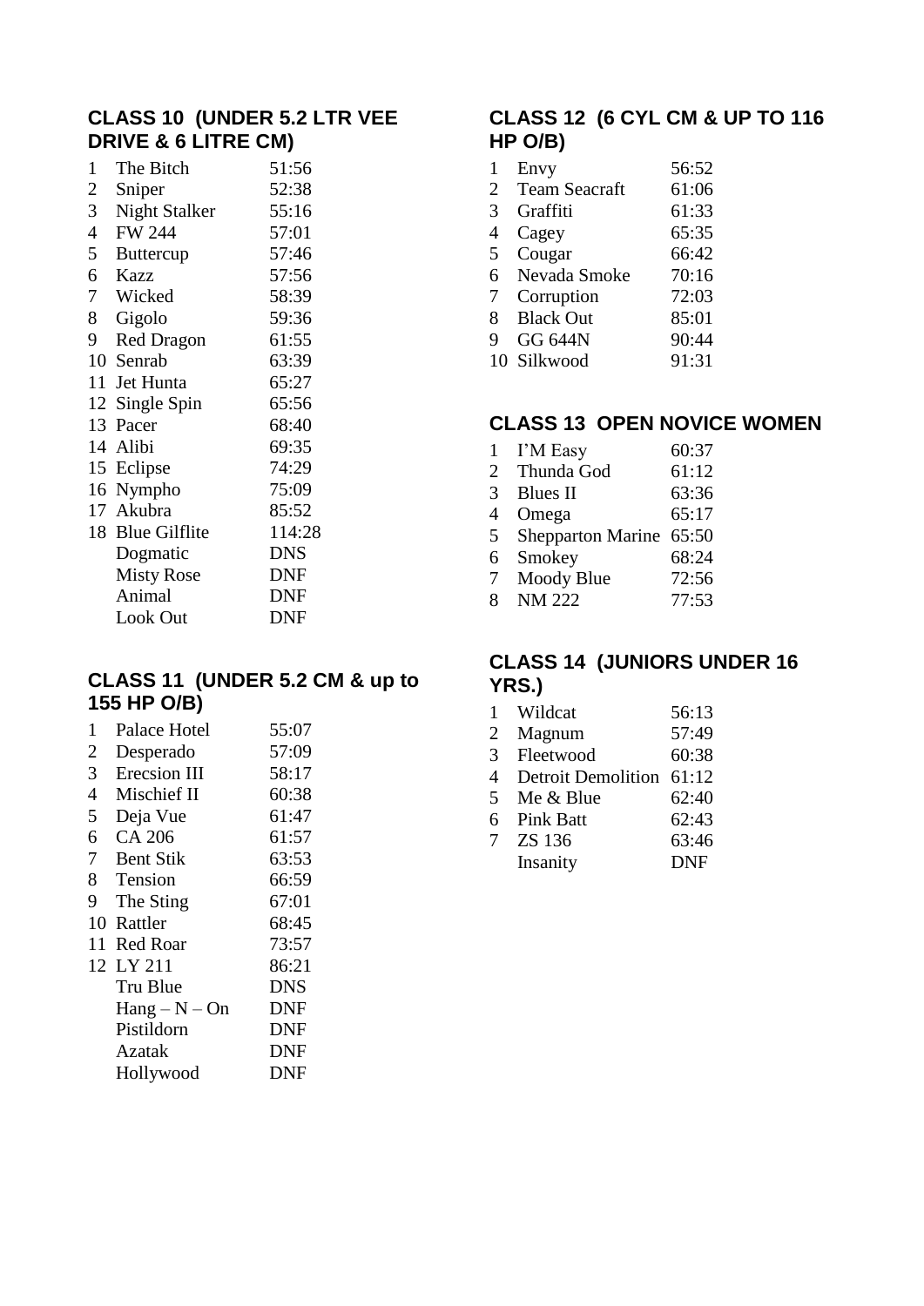## CLASS 10 (UNDER 5.2 LTR VEE DRIVE & 6 LITRE CM)

| | | |
|---|---|---|
| 1 | The Bitch | 51:56 |
| 2 | Sniper | 52:38 |
| 3 | Night Stalker | 55:16 |
| 4 | FW 244 | 57:01 |
| 5 | Buttercup | 57:46 |
| 6 | Kazz | 57:56 |
| 7 | Wicked | 58:39 |
| 8 | Gigolo | 59:36 |
| 9 | Red Dragon | 61:55 |
| 10 | Senrab | 63:39 |
| 11 | Jet Hunta | 65:27 |
| 12 | Single Spin | 65:56 |
| 13 | Pacer | 68:40 |
| 14 | Alibi | 69:35 |
| 15 | Eclipse | 74:29 |
| 16 | Nympho | 75:09 |
| 17 | Akubra | 85:52 |
| 18 | Blue Gilflite | 114:28 |
| | Dogmatic | DNS |
| | Misty Rose | DNF |
| | Animal | DNF |
| | Look Out | DNF |

## CLASS 11 (UNDER 5.2 CM & up to 155 HP O/B)

| | | |
|---|---|---|
| 1 | Palace Hotel | 55:07 |
| 2 | Desperado | 57:09 |
| 3 | Erecsion III | 58:17 |
| 4 | Mischief II | 60:38 |
| 5 | Deja Vue | 61:47 |
| 6 | CA 206 | 61:57 |
| 7 | Bent Stik | 63:53 |
| 8 | Tension | 66:59 |
| 9 | The Sting | 67:01 |
| 10 | Rattler | 68:45 |
| 11 | Red Roar | 73:57 |
| 12 | LY 211 | 86:21 |
| | Tru Blue | DNS |
| | Hang – N – On | DNF |
| | Pistildorn | DNF |
| | Azatak | DNF |
| | Hollywood | DNF |

## CLASS 12 (6 CYL CM & UP TO 116 HP O/B)

| | | |
|---|---|---|
| 1 | Envy | 56:52 |
| 2 | Team Seacraft | 61:06 |
| 3 | Graffiti | 61:33 |
| 4 | Cagey | 65:35 |
| 5 | Cougar | 66:42 |
| 6 | Nevada Smoke | 70:16 |
| 7 | Corruption | 72:03 |
| 8 | Black Out | 85:01 |
| 9 | GG 644N | 90:44 |
| 10 | Silkwood | 91:31 |

## CLASS 13 OPEN NOVICE WOMEN

| | | |
|---|---|---|
| 1 | I'M Easy | 60:37 |
| 2 | Thunda God | 61:12 |
| 3 | Blues II | 63:36 |
| 4 | Omega | 65:17 |
| 5 | Shepparton Marine | 65:50 |
| 6 | Smokey | 68:24 |
| 7 | Moody Blue | 72:56 |
| 8 | NM 222 | 77:53 |

## CLASS 14 (JUNIORS UNDER 16 YRS.)

| | | |
|---|---|---|
| 1 | Wildcat | 56:13 |
| 2 | Magnum | 57:49 |
| 3 | Fleetwood | 60:38 |
| 4 | Detroit Demolition | 61:12 |
| 5 | Me & Blue | 62:40 |
| 6 | Pink Batt | 62:43 |
| 7 | ZS 136 | 63:46 |
| | Insanity | DNF |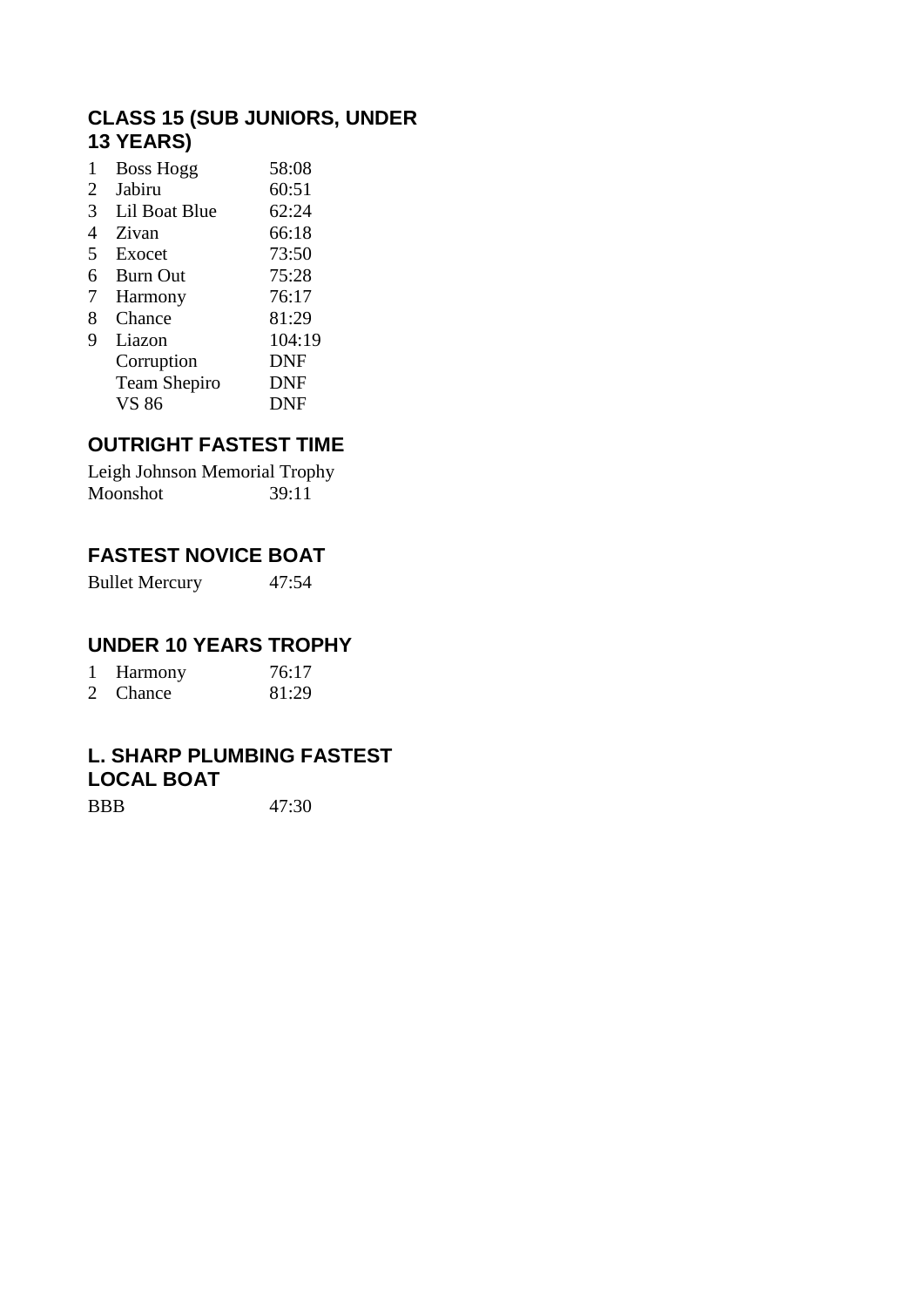## CLASS 15 (SUB JUNIORS, UNDER 13 YEARS)

| | | |
|---|---|---|
| 1 | Boss Hogg | 58:08 |
| 2 | Jabiru | 60:51 |
| 3 | Lil Boat Blue | 62:24 |
| 4 | Zivan | 66:18 |
| 5 | Exocet | 73:50 |
| 6 | Burn Out | 75:28 |
| 7 | Harmony | 76:17 |
| 8 | Chance | 81:29 |
| 9 | Liazon | 104:19 |
| | Corruption | DNF |
| | Team Shepiro | DNF |
| | VS 86 | DNF |

## OUTRIGHT FASTEST TIME

Leigh Johnson Memorial Trophy

| | |
|---|---|
| Moonshot | 39:11 |

## FASTEST NOVICE BOAT

| | |
|---|---|
| Bullet Mercury | 47:54 |

## UNDER 10 YEARS TROPHY

| | | |
|---|---|---|
| 1 | Harmony | 76:17 |
| 2 | Chance | 81:29 |

## L. SHARP PLUMBING FASTEST LOCAL BOAT

| | |
|---|---|
| BBB | 47:30 |